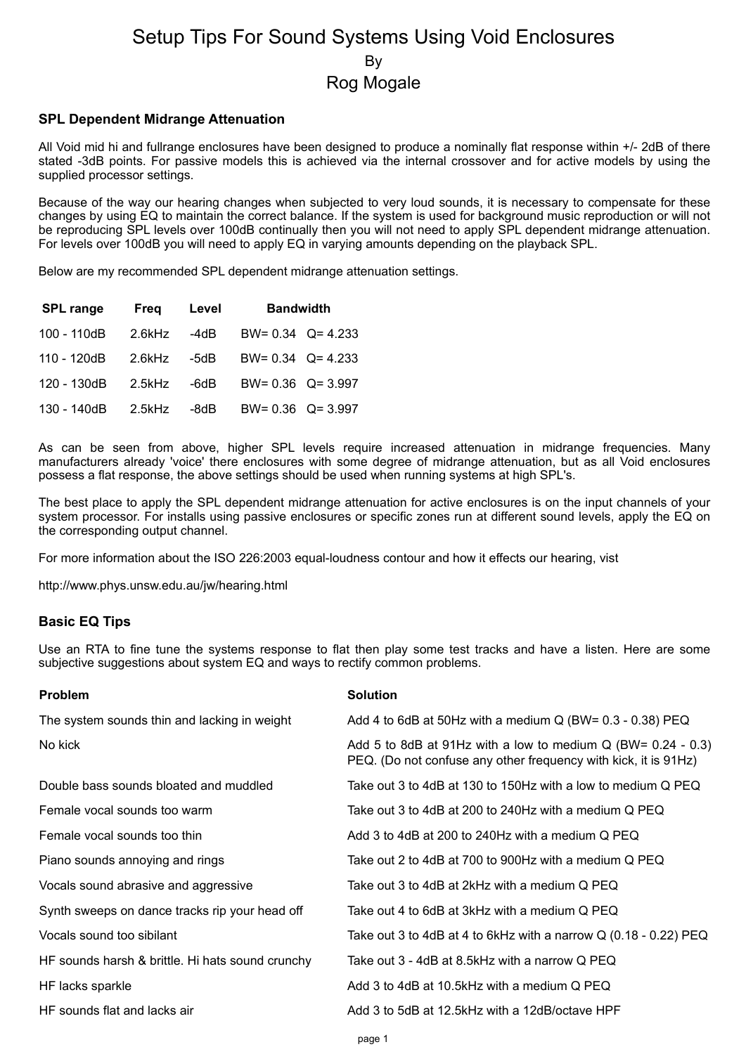# Setup Tips For Sound Systems Using Void Enclosures

By

Rog Mogale

### SPL Dependent Midrange Attenuation

All Void mid hi and fullrange enclosures have been designed to produce a nominally flat response within +/- 2dB of there stated -3dB points. For passive models this is achieved via the internal crossover and for active models by using the supplied processor settings.

Because of the way our hearing changes when subjected to very loud sounds, it is necessary to compensate for these changes by using EQ to maintain the correct balance. If the system is used for background music reproduction or will not be reproducing SPL levels over 100dB continually then you will not need to apply SPL dependent midrange attenuation. For levels over 100dB you will need to apply EQ in varying amounts depending on the playback SPL.

Below are my recommended SPL dependent midrange attenuation settings.

| SPL range | Freq | Level | Bandwidth |
|---|---|---|---|
| 100 - 110dB | 2.6kHz | -4dB | BW= 0.34 Q= 4.233 |
| 110 - 120dB | 2.6kHz | -5dB | BW= 0.34 Q= 4.233 |
| 120 - 130dB | 2.5kHz | -6dB | BW= 0.36 Q= 3.997 |
| 130 - 140dB | 2.5kHz | -8dB | BW= 0.36 Q= 3.997 |

As can be seen from above, higher SPL levels require increased attenuation in midrange frequencies. Many manufacturers already 'voice' there enclosures with some degree of midrange attenuation, but as all Void enclosures possess a flat response, the above settings should be used when running systems at high SPL's.

The best place to apply the SPL dependent midrange attenuation for active enclosures is on the input channels of your system processor. For installs using passive enclosures or specific zones run at different sound levels, apply the EQ on the corresponding output channel.

For more information about the ISO 226:2003 equal-loudness contour and how it effects our hearing, vist

http://www.phys.unsw.edu.au/jw/hearing.html

### Basic EQ Tips

Use an RTA to fine tune the systems response to flat then play some test tracks and have a listen. Here are some subjective suggestions about system EQ and ways to rectify common problems.

| Problem | Solution |
|---|---|
| The system sounds thin and lacking in weight | Add 4 to 6dB at 50Hz with a medium Q (BW= 0.3 - 0.38) PEQ |
| No kick | Add 5 to 8dB at 91Hz with a low to medium Q (BW= 0.24 - 0.3) PEQ. (Do not confuse any other frequency with kick, it is 91Hz) |
| Double bass sounds bloated and muddled | Take out 3 to 4dB at 130 to 150Hz with a low to medium Q PEQ |
| Female vocal sounds too warm | Take out 3 to 4dB at 200 to 240Hz with a medium Q PEQ |
| Female vocal sounds too thin | Add 3 to 4dB at 200 to 240Hz with a medium Q PEQ |
| Piano sounds annoying and rings | Take out 2 to 4dB at 700 to 900Hz with a medium Q PEQ |
| Vocals sound abrasive and aggressive | Take out 3 to 4dB at 2kHz with a medium Q PEQ |
| Synth sweeps on dance tracks rip your head off | Take out 4 to 6dB at 3kHz with a medium Q PEQ |
| Vocals sound too sibilant | Take out 3 to 4dB at 4 to 6kHz with a narrow Q (0.18 - 0.22) PEQ |
| HF sounds harsh & brittle. Hi hats sound crunchy | Take out 3 - 4dB at 8.5kHz with a narrow Q PEQ |
| HF lacks sparkle | Add 3 to 4dB at 10.5kHz with a medium Q PEQ |
| HF sounds flat and lacks air | Add 3 to 5dB at 12.5kHz with a 12dB/octave HPF |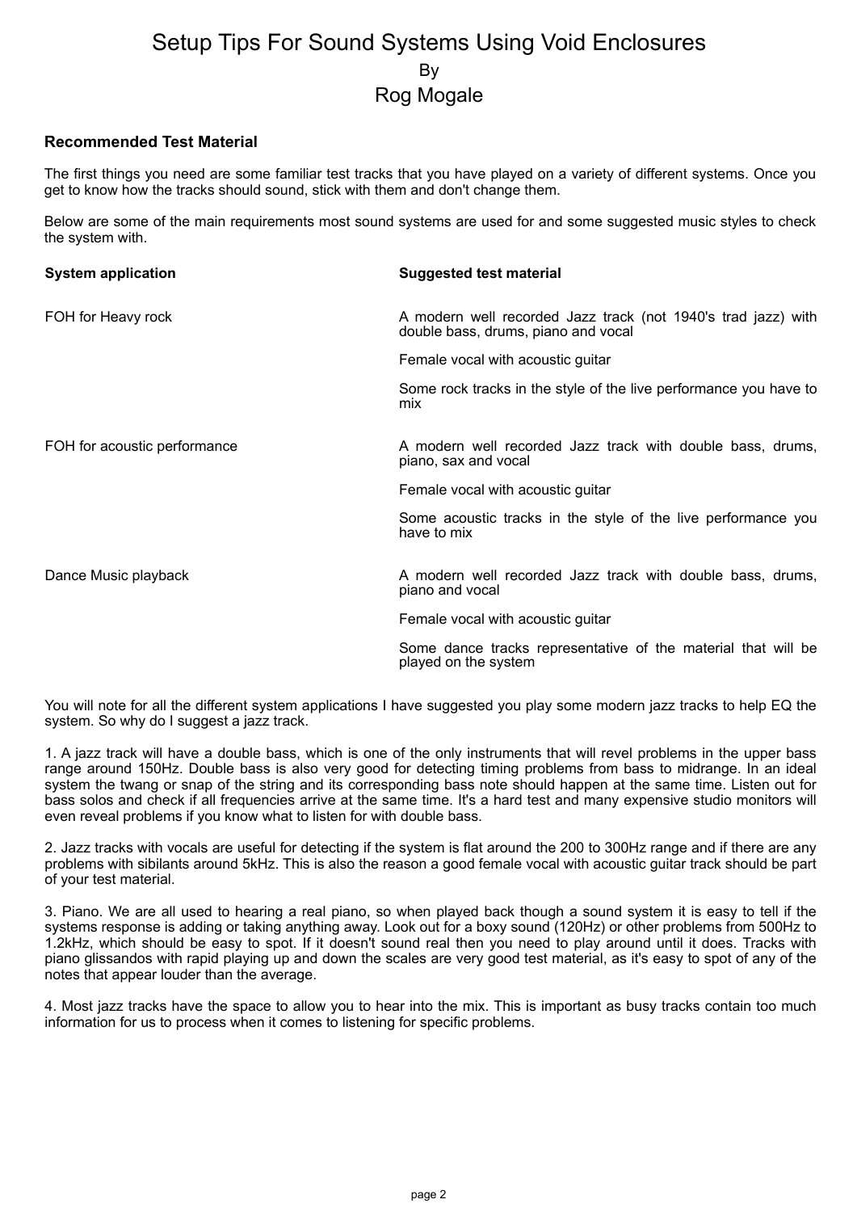# Setup Tips For Sound Systems Using Void Enclosures

By

Rog Mogale

### Recommended Test Material

The first things you need are some familiar test tracks that you have played on a variety of different systems. Once you get to know how the tracks should sound, stick with them and don't change them.

Below are some of the main requirements most sound systems are used for and some suggested music styles to check the system with.

| System application | Suggested test material |
|---|---|
| FOH for Heavy rock | A modern well recorded Jazz track (not 1940's trad jazz) with double bass, drums, piano and vocal |
| | Female vocal with acoustic guitar |
| | Some rock tracks in the style of the live performance you have to mix |
| FOH for acoustic performance | A modern well recorded Jazz track with double bass, drums, piano, sax and vocal |
| | Female vocal with acoustic guitar |
| | Some acoustic tracks in the style of the live performance you have to mix |
| Dance Music playback | A modern well recorded Jazz track with double bass, drums, piano and vocal |
| | Female vocal with acoustic guitar |
| | Some dance tracks representative of the material that will be played on the system |

You will note for all the different system applications I have suggested you play some modern jazz tracks to help EQ the system. So why do I suggest a jazz track.

1. A jazz track will have a double bass, which is one of the only instruments that will revel problems in the upper bass range around 150Hz. Double bass is also very good for detecting timing problems from bass to midrange. In an ideal system the twang or snap of the string and its corresponding bass note should happen at the same time. Listen out for bass solos and check if all frequencies arrive at the same time. It's a hard test and many expensive studio monitors will even reveal problems if you know what to listen for with double bass.

2. Jazz tracks with vocals are useful for detecting if the system is flat around the 200 to 300Hz range and if there are any problems with sibilants around 5kHz. This is also the reason a good female vocal with acoustic guitar track should be part of your test material.

3. Piano. We are all used to hearing a real piano, so when played back though a sound system it is easy to tell if the systems response is adding or taking anything away. Look out for a boxy sound (120Hz) or other problems from 500Hz to 1.2kHz, which should be easy to spot. If it doesn't sound real then you need to play around until it does. Tracks with piano glissandos with rapid playing up and down the scales are very good test material, as it's easy to spot of any of the notes that appear louder than the average.

4. Most jazz tracks have the space to allow you to hear into the mix. This is important as busy tracks contain too much information for us to process when it comes to listening for specific problems.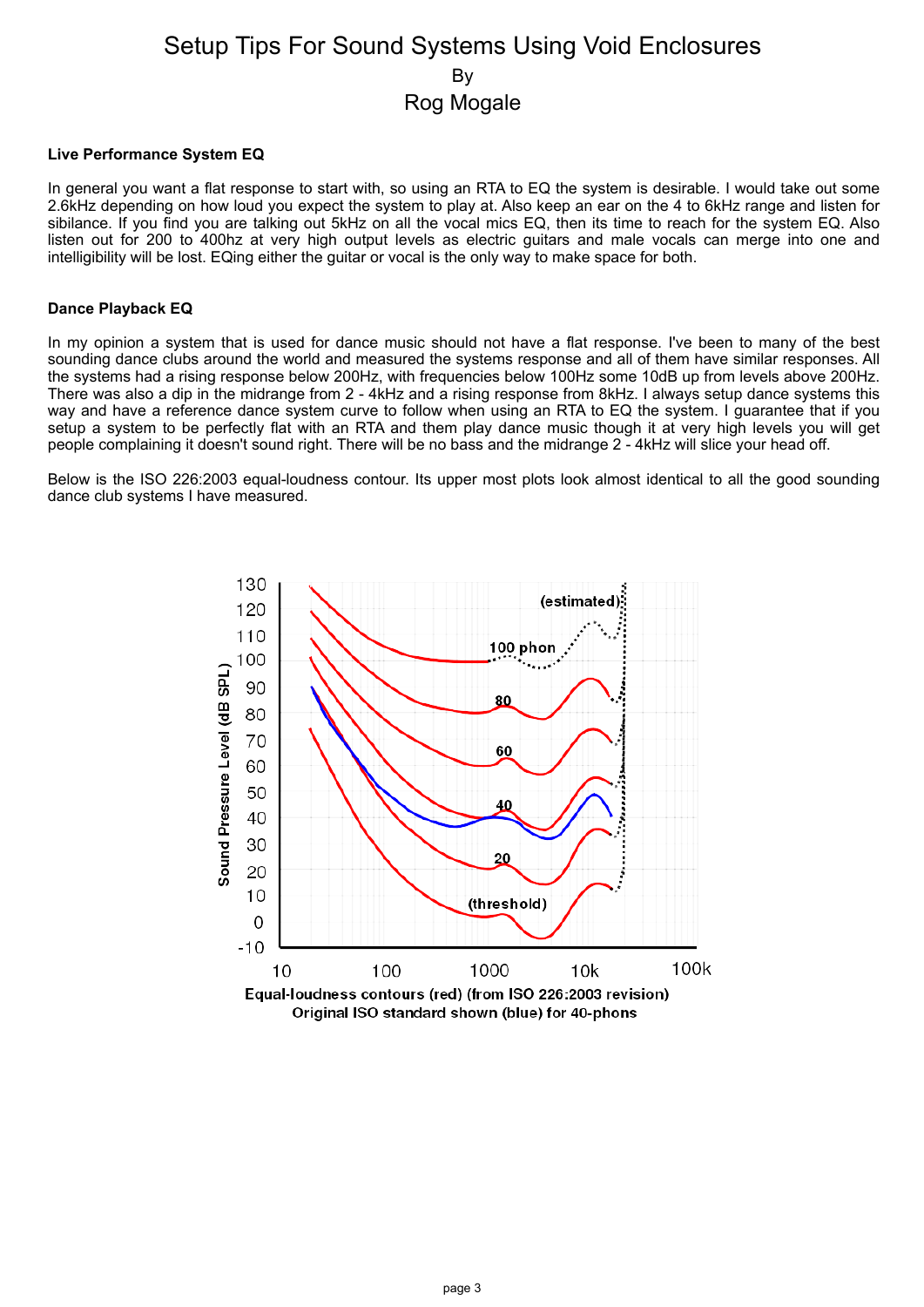# Setup Tips For Sound Systems Using Void Enclosures

By

Rog Mogale

**Live Performance System EQ**

In general you want a flat response to start with, so using an RTA to EQ the system is desirable. I would take out some 2.6kHz depending on how loud you expect the system to play at. Also keep an ear on the 4 to 6kHz range and listen for sibilance. If you find you are talking out 5kHz on all the vocal mics EQ, then its time to reach for the system EQ. Also listen out for 200 to 400hz at very high output levels as electric guitars and male vocals can merge into one and intelligibility will be lost. EQing either the guitar or vocal is the only way to make space for both.

**Dance Playback EQ**

In my opinion a system that is used for dance music should not have a flat response. I've been to many of the best sounding dance clubs around the world and measured the systems response and all of them have similar responses. All the systems had a rising response below 200Hz, with frequencies below 100Hz some 10dB up from levels above 200Hz. There was also a dip in the midrange from 2 - 4kHz and a rising response from 8kHz. I always setup dance systems this way and have a reference dance system curve to follow when using an RTA to EQ the system. I guarantee that if you setup a system to be perfectly flat with an RTA and them play dance music though it at very high levels you will get people complaining it doesn't sound right. There will be no bass and the midrange 2 - 4kHz will slice your head off.

Below is the ISO 226:2003 equal-loudness contour. Its upper most plots look almost identical to all the good sounding dance club systems I have measured.

Sound Pressure Level (dB SPL)
130
120
110
100
90
80
70
60
50
40
30
20
10
0
-10
10
100
1000
10k
100k
(estimated)
100 phon
80
60
40
20
(threshold)

Equal-loudness contours (red) (from ISO 226:2003 revision)
Original ISO standard shown (blue) for 40-phons